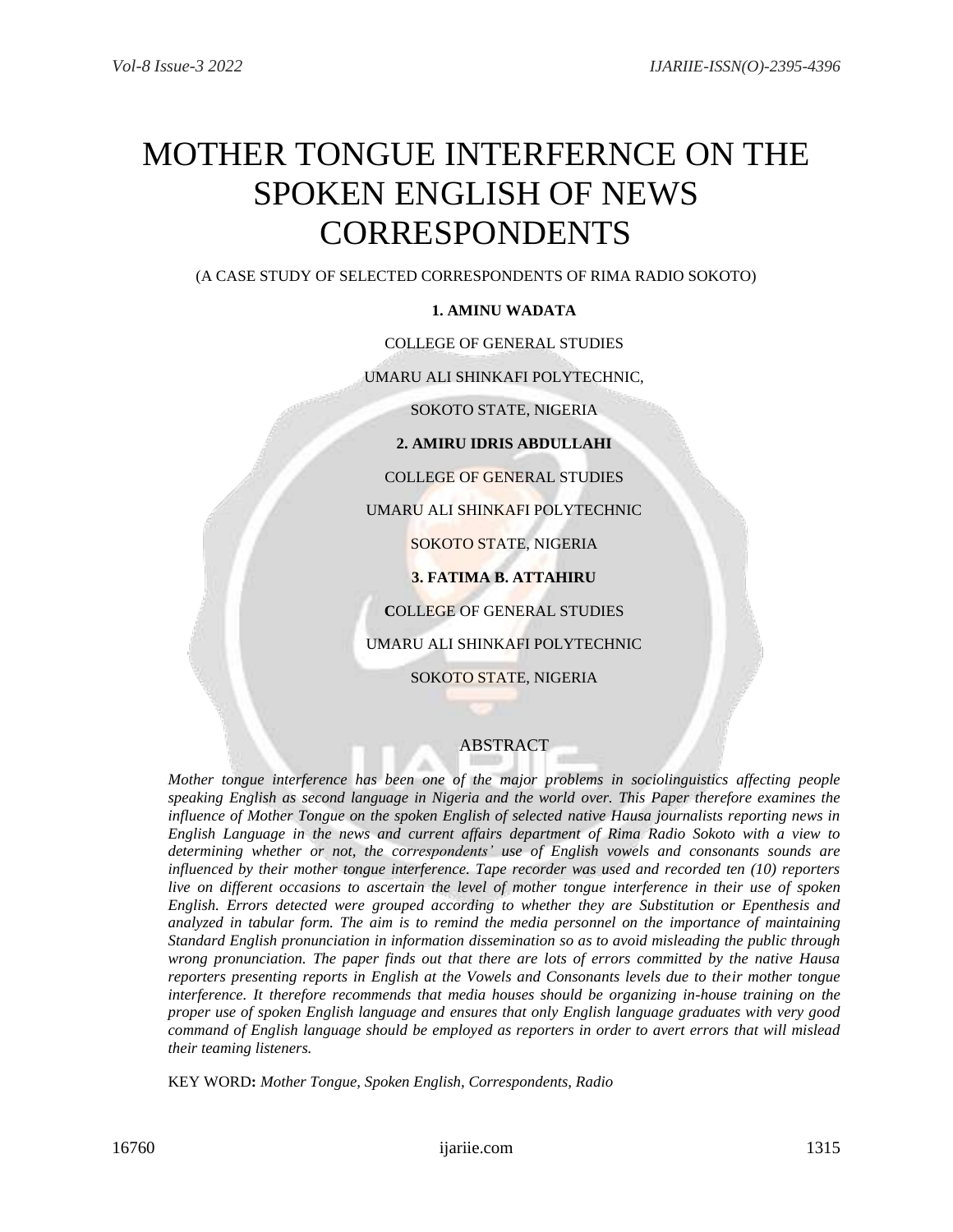# MOTHER TONGUE INTERFERNCE ON THE SPOKEN ENGLISH OF NEWS CORRESPONDENTS

(A CASE STUDY OF SELECTED CORRESPONDENTS OF RIMA RADIO SOKOTO)

**1. AMINU WADATA**

COLLEGE OF GENERAL STUDIES

UMARU ALI SHINKAFI POLYTECHNIC,

SOKOTO STATE, NIGERIA

**2. AMIRU IDRIS ABDULLAHI**

COLLEGE OF GENERAL STUDIES

UMARU ALI SHINKAFI POLYTECHNIC

SOKOTO STATE, NIGERIA

**3. FATIMA B. ATTAHIRU**

**C**OLLEGE OF GENERAL STUDIES

UMARU ALI SHINKAFI POLYTECHNIC

SOKOTO STATE, NIGERIA

## ABSTRACT

*Mother tongue interference has been one of the major problems in sociolinguistics affecting people speaking English as second language in Nigeria and the world over. This Paper therefore examines the influence of Mother Tongue on the spoken English of selected native Hausa journalists reporting news in English Language in the news and current affairs department of Rima Radio Sokoto with a view to determining whether or not, the correspondents' use of English vowels and consonants sounds are influenced by their mother tongue interference. Tape recorder was used and recorded ten (10) reporters live on different occasions to ascertain the level of mother tongue interference in their use of spoken English. Errors detected were grouped according to whether they are Substitution or Epenthesis and analyzed in tabular form. The aim is to remind the media personnel on the importance of maintaining Standard English pronunciation in information dissemination so as to avoid misleading the public through wrong pronunciation. The paper finds out that there are lots of errors committed by the native Hausa reporters presenting reports in English at the Vowels and Consonants levels due to their mother tongue interference. It therefore recommends that media houses should be organizing in-house training on the proper use of spoken English language and ensures that only English language graduates with very good command of English language should be employed as reporters in order to avert errors that will mislead their teaming listeners.*

KEY WORD**:** *Mother Tongue, Spoken English, Correspondents, Radio*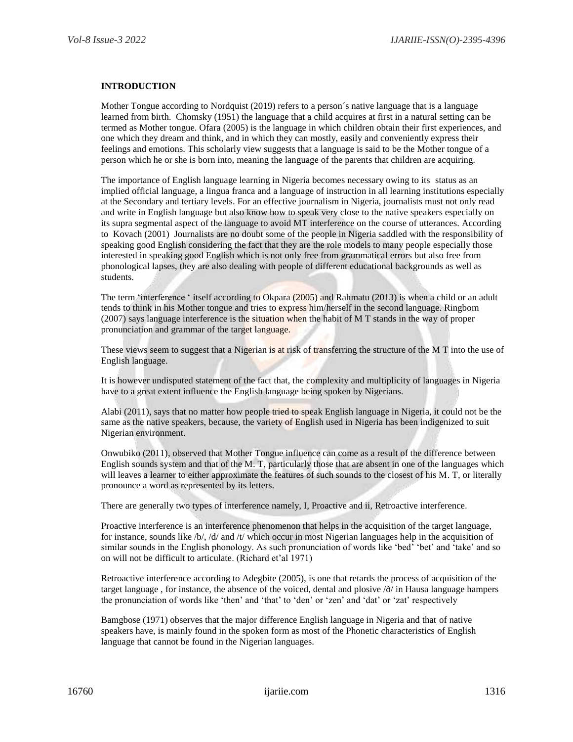**INTRODUCTION**

Mother Tongue according to Nordquist (2019) refers to a person´s native language that is a language learned from birth. Chomsky (1951) the language that a child acquires at first in a natural setting can be termed as Mother tongue. Ofara (2005) is the language in which children obtain their first experiences, and one which they dream and think, and in which they can mostly, easily and conveniently express their feelings and emotions. This scholarly view suggests that a language is said to be the Mother tongue of a person which he or she is born into, meaning the language of the parents that children are acquiring.

The importance of English language learning in Nigeria becomes necessary owing to its status as an implied official language, a lingua franca and a language of instruction in all learning institutions especially at the Secondary and tertiary levels. For an effective journalism in Nigeria, journalists must not only read and write in English language but also know how to speak very close to the native speakers especially on its supra segmental aspect of the language to avoid MT interference on the course of utterances. According to Kovach (2001) Journalists are no doubt some of the people in Nigeria saddled with the responsibility of speaking good English considering the fact that they are the role models to many people especially those interested in speaking good English which is not only free from grammatical errors but also free from phonological lapses, they are also dealing with people of different educational backgrounds as well as students.

The term 'interference ' itself according to Okpara (2005) and Rahmatu (2013) is when a child or an adult tends to think in his Mother tongue and tries to express him/herself in the second language. Ringbom (2007) says language interference is the situation when the habit of M T stands in the way of proper pronunciation and grammar of the target language.

These views seem to suggest that a Nigerian is at risk of transferring the structure of the M T into the use of English language.

It is however undisputed statement of the fact that, the complexity and multiplicity of languages in Nigeria have to a great extent influence the English language being spoken by Nigerians.

Alabi (2011), says that no matter how people tried to speak English language in Nigeria, it could not be the same as the native speakers, because, the variety of English used in Nigeria has been indigenized to suit Nigerian environment.

Onwubiko (2011), observed that Mother Tongue influence can come as a result of the difference between English sounds system and that of the M. T, particularly those that are absent in one of the languages which will leaves a learner to either approximate the features of such sounds to the closest of his M. T, or literally pronounce a word as represented by its letters.

There are generally two types of interference namely, I, Proactive and ii, Retroactive interference.

Proactive interference is an interference phenomenon that helps in the acquisition of the target language, for instance, sounds like /b/, /d/ and /t/ which occur in most Nigerian languages help in the acquisition of similar sounds in the English phonology. As such pronunciation of words like 'bed' 'bet' and 'take' and so on will not be difficult to articulate. (Richard et'al 1971)

Retroactive interference according to Adegbite (2005), is one that retards the process of acquisition of the target language , for instance, the absence of the voiced, dental and plosive /ð/ in Hausa language hampers the pronunciation of words like 'then' and 'that' to 'den' or 'zen' and 'dat' or 'zat' respectively

Bamgbose (1971) observes that the major difference English language in Nigeria and that of native speakers have, is mainly found in the spoken form as most of the Phonetic characteristics of English language that cannot be found in the Nigerian languages.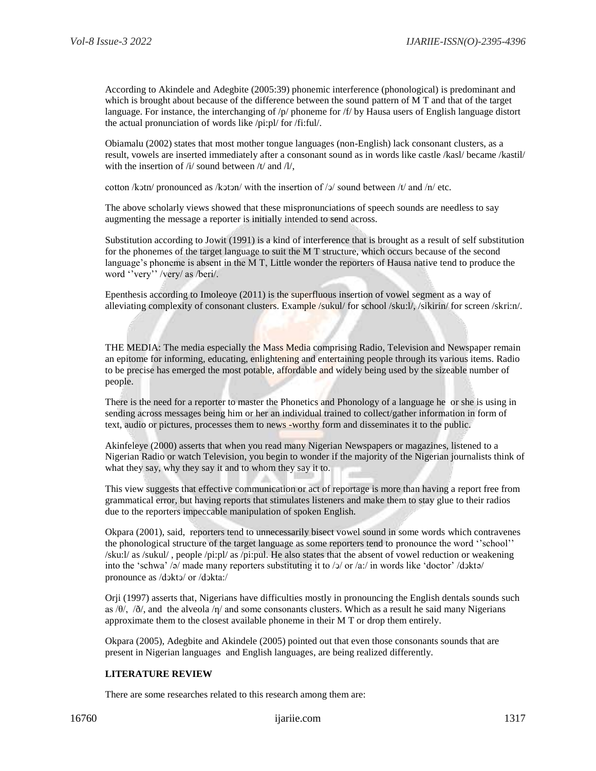According to Akindele and Adegbite (2005:39) phonemic interference (phonological) is predominant and which is brought about because of the difference between the sound pattern of M T and that of the target language. For instance, the interchanging of /p/ phoneme for /f/ by Hausa users of English language distort the actual pronunciation of words like /pi:pl/ for /fi:ful/.

Obiamalu (2002) states that most mother tongue languages (non-English) lack consonant clusters, as a result, vowels are inserted immediately after a consonant sound as in words like castle /kasl/ became /kastil/ with the insertion of /i/ sound between /t/ and /l/,

cotton /kɔtn/ pronounced as /kɔtɔn/ with the insertion of /ɔ/ sound between /t/ and /n/ etc.

The above scholarly views showed that these mispronunciations of speech sounds are needless to say augmenting the message a reporter is initially intended to send across.

Substitution according to Jowit (1991) is a kind of interference that is brought as a result of self substitution for the phonemes of the target language to suit the M T structure, which occurs because of the second language's phoneme is absent in the M T, Little wonder the reporters of Hausa native tend to produce the word ''very'' /very/ as /beri/.

Epenthesis according to Imoleoye (2011) is the superfluous insertion of vowel segment as a way of alleviating complexity of consonant clusters. Example /sukul/ for school /sku:l/, /sikirin/ for screen /skri:n/.

THE MEDIA: The media especially the Mass Media comprising Radio, Television and Newspaper remain an epitome for informing, educating, enlightening and entertaining people through its various items. Radio to be precise has emerged the most potable, affordable and widely being used by the sizeable number of people.

There is the need for a reporter to master the Phonetics and Phonology of a language he or she is using in sending across messages being him or her an individual trained to collect/gather information in form of text, audio or pictures, processes them to news -worthy form and disseminates it to the public.

Akinfeleye (2000) asserts that when you read many Nigerian Newspapers or magazines, listened to a Nigerian Radio or watch Television, you begin to wonder if the majority of the Nigerian journalists think of what they say, why they say it and to whom they say it to.

This view suggests that effective communication or act of reportage is more than having a report free from grammatical error, but having reports that stimulates listeners and make them to stay glue to their radios due to the reporters impeccable manipulation of spoken English.

Okpara (2001), said, reporters tend to unnecessarily bisect vowel sound in some words which contravenes the phonological structure of the target language as some reporters tend to pronounce the word ''school'' /sku:l/ as /sukul/ , people /pi:pl/ as /pi:pul. He also states that the absent of vowel reduction or weakening into the 'schwa' /ə/ made many reporters substituting it to /ɔ/ or /a:/ in words like 'doctor' /dɔktə/ pronounce as /dɔktɔ/ or /dɔkta:/

Orji (1997) asserts that, Nigerians have difficulties mostly in pronouncing the English dentals sounds such as /θ/, /ð/, and the alveola /ŋ/ and some consonants clusters. Which as a result he said many Nigerians approximate them to the closest available phoneme in their M T or drop them entirely.

Okpara (2005), Adegbite and Akindele (2005) pointed out that even those consonants sounds that are present in Nigerian languages and English languages, are being realized differently.

**LITERATURE REVIEW**

There are some researches related to this research among them are: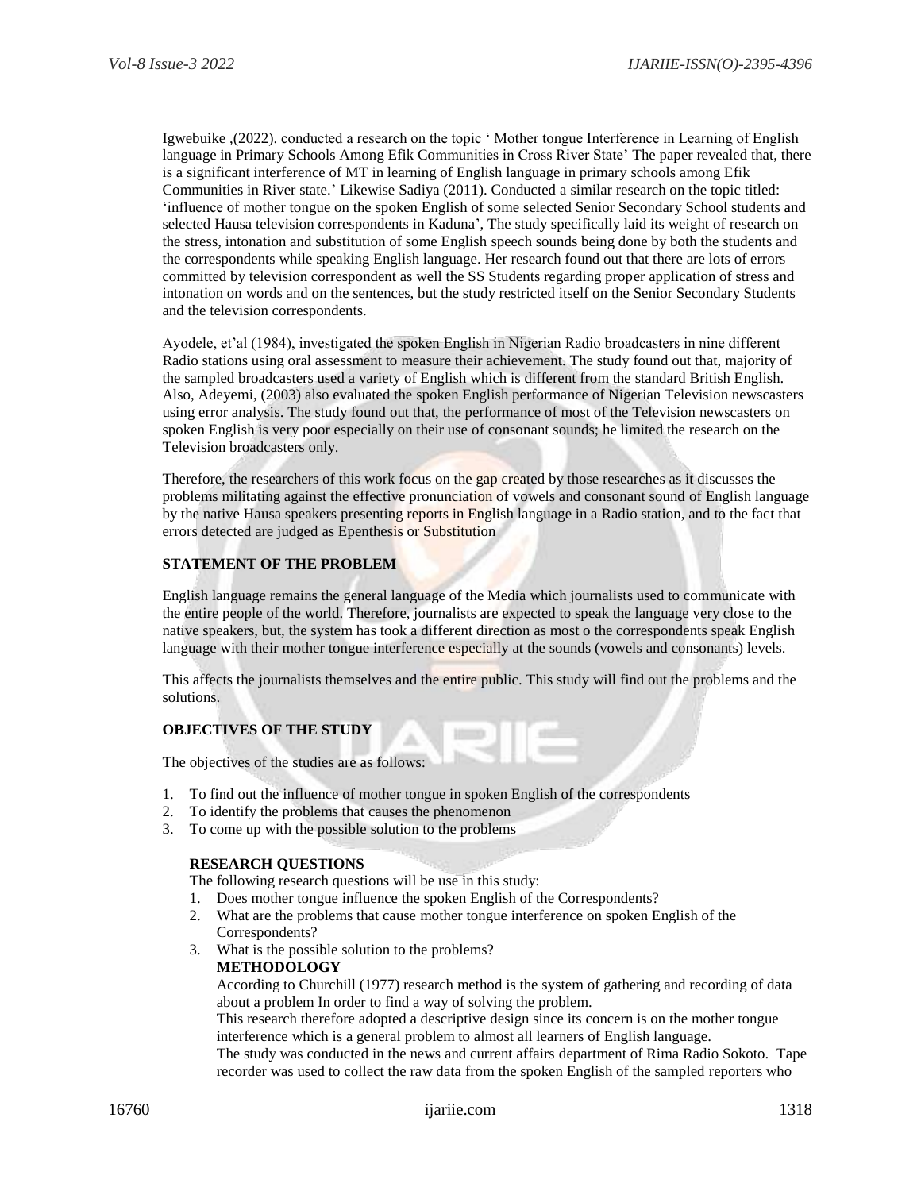Igwebuike ,(2022). conducted a research on the topic ' Mother tongue Interference in Learning of English language in Primary Schools Among Efik Communities in Cross River State' The paper revealed that, there is a significant interference of MT in learning of English language in primary schools among Efik Communities in River state.' Likewise Sadiya (2011). Conducted a similar research on the topic titled: 'influence of mother tongue on the spoken English of some selected Senior Secondary School students and selected Hausa television correspondents in Kaduna', The study specifically laid its weight of research on the stress, intonation and substitution of some English speech sounds being done by both the students and the correspondents while speaking English language. Her research found out that there are lots of errors committed by television correspondent as well the SS Students regarding proper application of stress and intonation on words and on the sentences, but the study restricted itself on the Senior Secondary Students and the television correspondents.

Ayodele, et'al (1984), investigated the spoken English in Nigerian Radio broadcasters in nine different Radio stations using oral assessment to measure their achievement. The study found out that, majority of the sampled broadcasters used a variety of English which is different from the standard British English. Also, Adeyemi, (2003) also evaluated the spoken English performance of Nigerian Television newscasters using error analysis. The study found out that, the performance of most of the Television newscasters on spoken English is very poor especially on their use of consonant sounds; he limited the research on the Television broadcasters only.

Therefore, the researchers of this work focus on the gap created by those researches as it discusses the problems militating against the effective pronunciation of vowels and consonant sound of English language by the native Hausa speakers presenting reports in English language in a Radio station, and to the fact that errors detected are judged as Epenthesis or Substitution

## STATEMENT OF THE PROBLEM

English language remains the general language of the Media which journalists used to communicate with the entire people of the world. Therefore, journalists are expected to speak the language very close to the native speakers, but, the system has took a different direction as most o the correspondents speak English language with their mother tongue interference especially at the sounds (vowels and consonants) levels.

This affects the journalists themselves and the entire public. This study will find out the problems and the solutions.

## OBJECTIVES OF THE STUDY

The objectives of the studies are as follows:

1. To find out the influence of mother tongue in spoken English of the correspondents
2. To identify the problems that causes the phenomenon
3. To come up with the possible solution to the problems

## RESEARCH QUESTIONS

The following research questions will be use in this study:

1. Does mother tongue influence the spoken English of the Correspondents?
2. What are the problems that cause mother tongue interference on spoken English of the Correspondents?
3. What is the possible solution to the problems?

## METHODOLOGY

According to Churchill (1977) research method is the system of gathering and recording of data about a problem In order to find a way of solving the problem.

This research therefore adopted a descriptive design since its concern is on the mother tongue interference which is a general problem to almost all learners of English language.

The study was conducted in the news and current affairs department of Rima Radio Sokoto. Tape recorder was used to collect the raw data from the spoken English of the sampled reporters who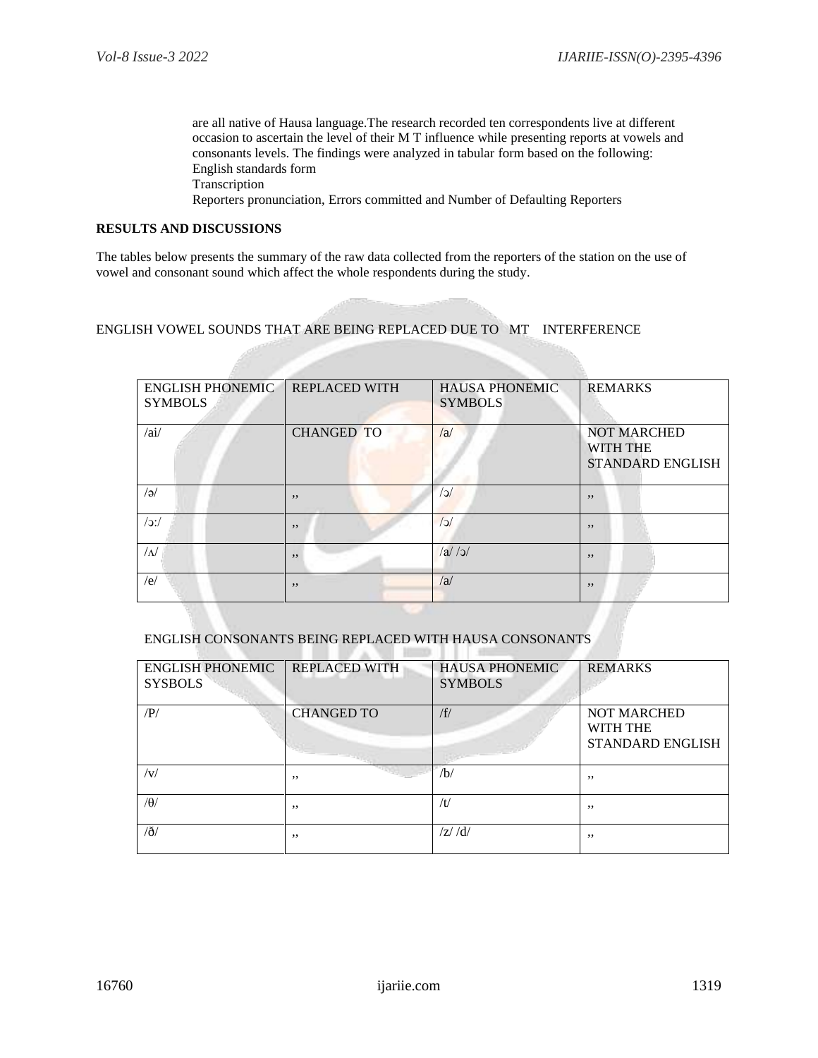are all native of Hausa language.The research recorded ten correspondents live at different occasion to ascertain the level of their M T influence while presenting reports at vowels and consonants levels. The findings were analyzed in tabular form based on the following:
English standards form
Transcription
Reporters pronunciation, Errors committed and Number of Defaulting Reporters

**RESULTS AND DISCUSSIONS**

The tables below presents the summary of the raw data collected from the reporters of the station on the use of vowel and consonant sound which affect the whole respondents during the study.

ENGLISH VOWEL SOUNDS THAT ARE BEING REPLACED DUE TO MT INTERFERENCE

| ENGLISH PHONEMIC SYMBOLS | REPLACED WITH | HAUSA PHONEMIC SYMBOLS | REMARKS |
|---|---|---|---|
| /ai/ | CHANGED TO | /a/ | NOT MARCHED WITH THE STANDARD ENGLISH |
| /ə/ | ,, | /ɔ/ | ,, |
| /ɔ:/ | ,, | /ɔ/ | ,, |
| /ʌ/ | ,, | /a/ /ɔ/ | ,, |
| /e/ | ,, | /a/ | ,, |

ENGLISH CONSONANTS BEING REPLACED WITH HAUSA CONSONANTS

| ENGLISH PHONEMIC SYSBOLS | REPLACED WITH | HAUSA PHONEMIC SYMBOLS | REMARKS |
|---|---|---|---|
| /P/ | CHANGED TO | /f/ | NOT MARCHED WITH THE STANDARD ENGLISH |
| /v/ | ,, | /b/ | ,, |
| /θ/ | ,, | /t/ | ,, |
| /ð/ | ,, | /z/ /d/ | ,, |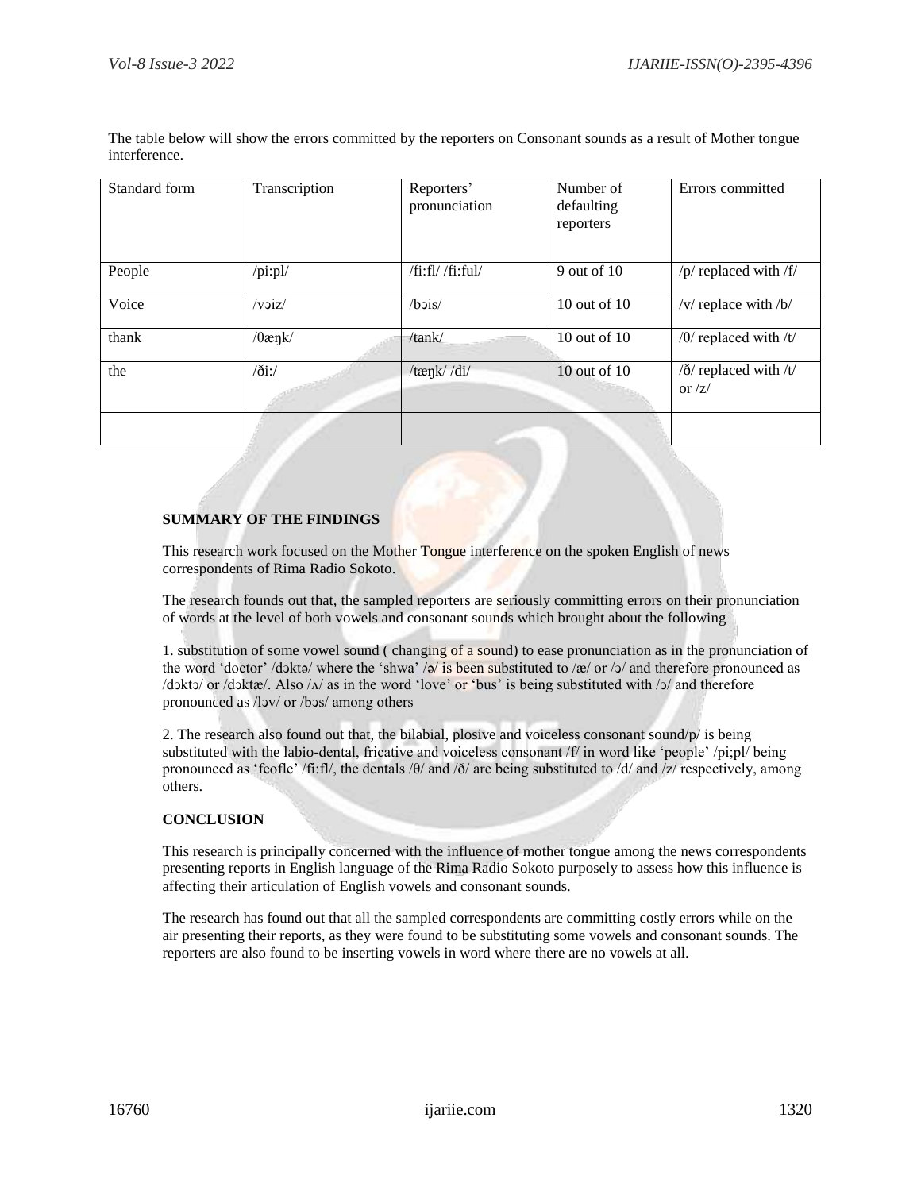The table below will show the errors committed by the reporters on Consonant sounds as a result of Mother tongue interference.

| Standard form | Transcription | Reporters' pronunciation | Number of defaulting reporters | Errors committed |
|---|---|---|---|---|
| People | /pi:pl/ | /fi:fl/ /fi:ful/ | 9 out of 10 | /p/ replaced with /f/ |
| Voice | /vɔiz/ | /bɔis/ | 10 out of 10 | /v/ replace with /b/ |
| thank | /θæŋk/ | /tank/ | 10 out of 10 | /θ/ replaced with /t/ |
| the | /ði:/ | /tæŋk/ /di/ | 10 out of 10 | /ð/ replaced with /t/ or /z/ |
| | | | | |

**SUMMARY OF THE FINDINGS**

This research work focused on the Mother Tongue interference on the spoken English of news correspondents of Rima Radio Sokoto.

The research founds out that, the sampled reporters are seriously committing errors on their pronunciation of words at the level of both vowels and consonant sounds which brought about the following

1. substitution of some vowel sound ( changing of a sound) to ease pronunciation as in the pronunciation of the word 'doctor' /dɔktə/ where the 'shwa' /ə/ is been substituted to /æ/ or /ɔ/ and therefore pronounced as /dɔktɔ/ or /dɔktæ/. Also /ʌ/ as in the word 'love' or 'bus' is being substituted with /ɔ/ and therefore pronounced as /lɔv/ or /bɔs/ among others

2. The research also found out that, the bilabial, plosive and voiceless consonant sound/p/ is being substituted with the labio-dental, fricative and voiceless consonant /f/ in word like 'people' /pi;pl/ being pronounced as 'feofle' /fi:fl/, the dentals /θ/ and /ð/ are being substituted to /d/ and /z/ respectively, among others.

**CONCLUSION**

This research is principally concerned with the influence of mother tongue among the news correspondents presenting reports in English language of the Rima Radio Sokoto purposely to assess how this influence is affecting their articulation of English vowels and consonant sounds.

The research has found out that all the sampled correspondents are committing costly errors while on the air presenting their reports, as they were found to be substituting some vowels and consonant sounds. The reporters are also found to be inserting vowels in word where there are no vowels at all.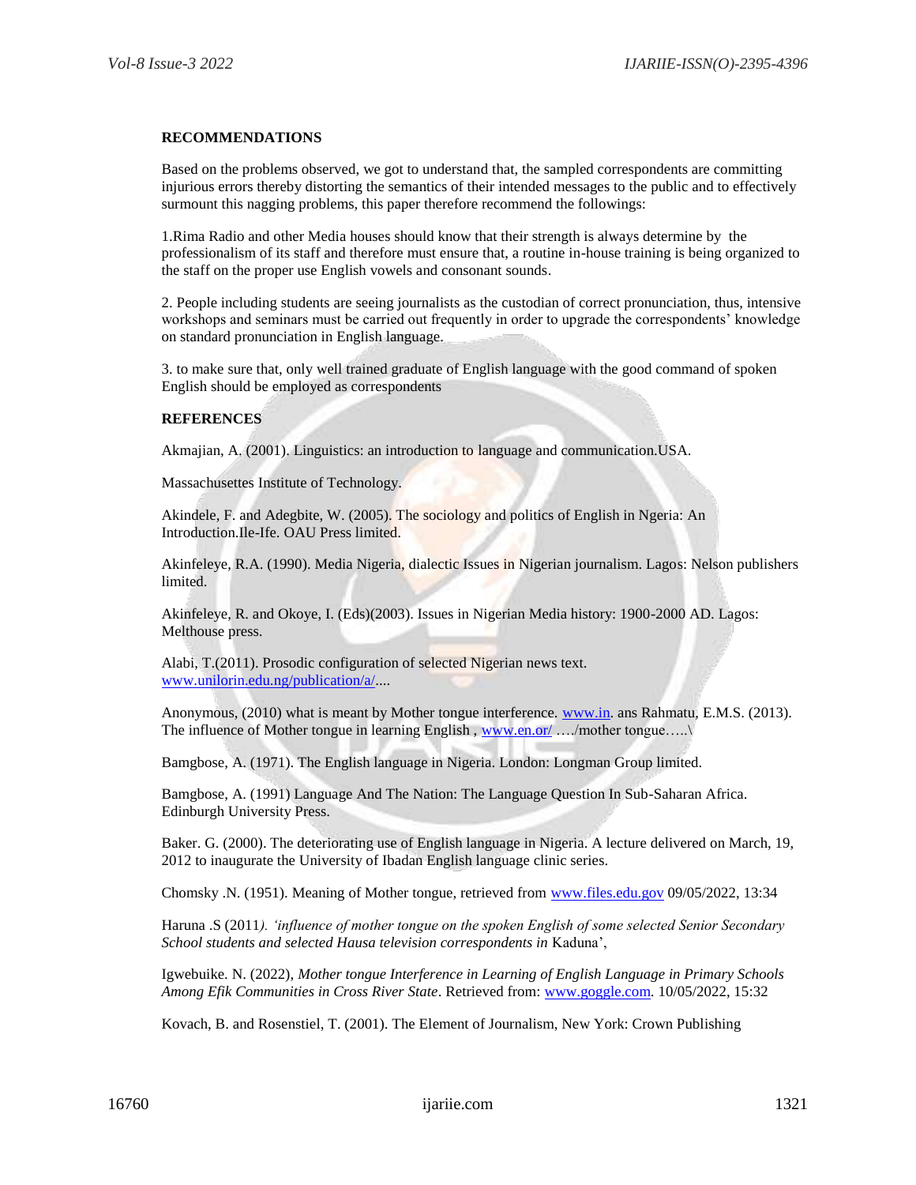**RECOMMENDATIONS**

Based on the problems observed, we got to understand that, the sampled correspondents are committing injurious errors thereby distorting the semantics of their intended messages to the public and to effectively surmount this nagging problems, this paper therefore recommend the followings:

1.Rima Radio and other Media houses should know that their strength is always determine by the professionalism of its staff and therefore must ensure that, a routine in-house training is being organized to the staff on the proper use English vowels and consonant sounds.

2. People including students are seeing journalists as the custodian of correct pronunciation, thus, intensive workshops and seminars must be carried out frequently in order to upgrade the correspondents' knowledge on standard pronunciation in English language.

3. to make sure that, only well trained graduate of English language with the good command of spoken English should be employed as correspondents

**REFERENCES**

Akmajian, A. (2001). Linguistics: an introduction to language and communication.USA.

Massachusettes Institute of Technology.

Akindele, F. and Adegbite, W. (2005). The sociology and politics of English in Ngeria: An Introduction.Ile-Ife. OAU Press limited.

Akinfeleye, R.A. (1990). Media Nigeria, dialectic Issues in Nigerian journalism. Lagos: Nelson publishers limited.

Akinfeleye, R. and Okoye, I. (Eds)(2003). Issues in Nigerian Media history: 1900-2000 AD. Lagos: Melthouse press.

Alabi, T.(2011). Prosodic configuration of selected Nigerian news text. www.unilorin.edu.ng/publication/a/....

Anonymous, (2010) what is meant by Mother tongue interference. www.in. ans Rahmatu, E.M.S. (2013). The influence of Mother tongue in learning English , www.en.or/ …./mother tongue…..\

Bamgbose, A. (1971). The English language in Nigeria. London: Longman Group limited.

Bamgbose, A. (1991) Language And The Nation: The Language Question In Sub-Saharan Africa. Edinburgh University Press.

Baker. G. (2000). The deteriorating use of English language in Nigeria. A lecture delivered on March, 19, 2012 to inaugurate the University of Ibadan English language clinic series.

Chomsky .N. (1951). Meaning of Mother tongue, retrieved from www.files.edu.gov 09/05/2022, 13:34

Haruna .S (2011*). 'influence of mother tongue on the spoken English of some selected Senior Secondary School students and selected Hausa television correspondents in* Kaduna',

Igwebuike. N. (2022), *Mother tongue Interference in Learning of English Language in Primary Schools Among Efik Communities in Cross River State*. Retrieved from: www.goggle.com. 10/05/2022, 15:32

Kovach, B. and Rosenstiel, T. (2001). The Element of Journalism, New York: Crown Publishing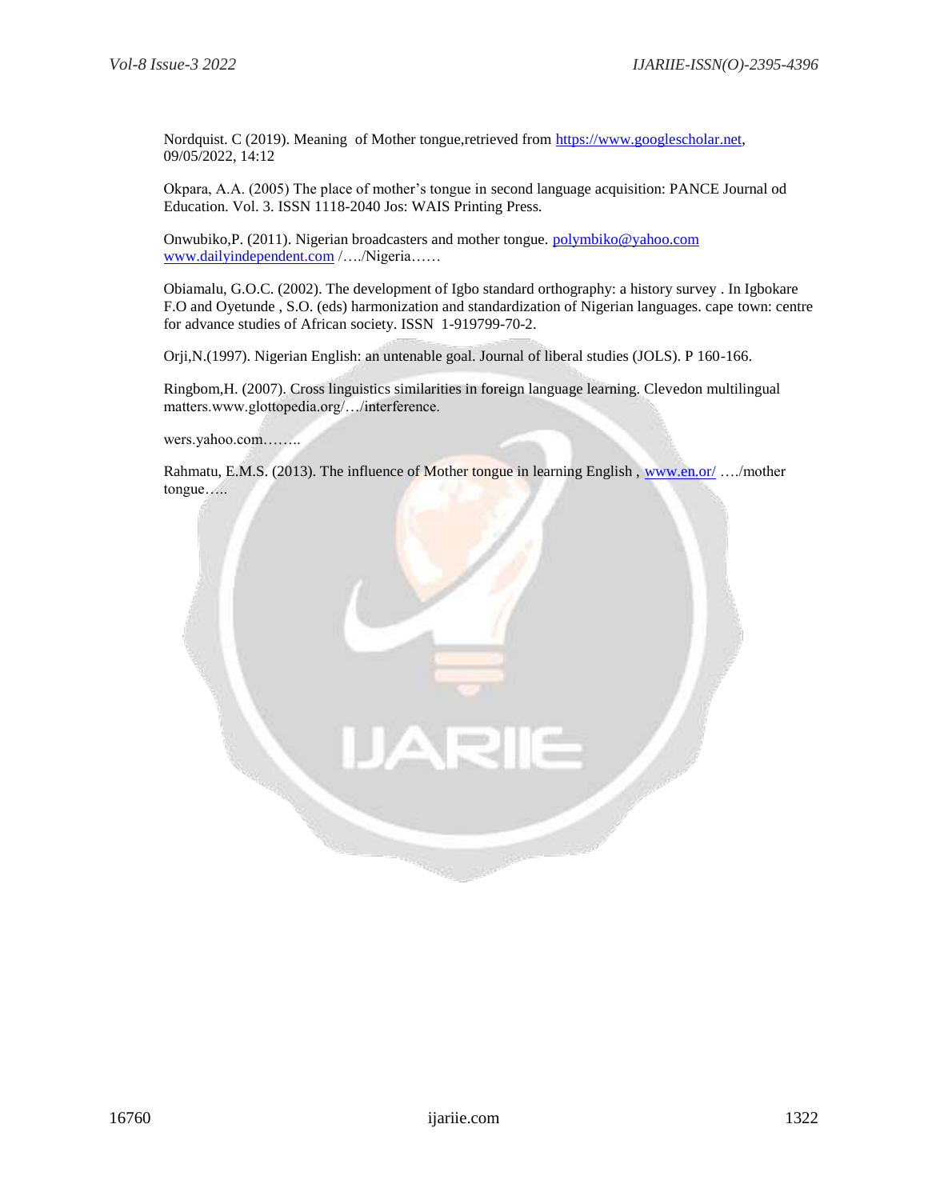Nordquist. C (2019). Meaning of Mother tongue,retrieved from https://www.googlescholar.net, 09/05/2022, 14:12

Okpara, A.A. (2005) The place of mother's tongue in second language acquisition: PANCE Journal od Education. Vol. 3. ISSN 1118-2040 Jos: WAIS Printing Press.

Onwubiko,P. (2011). Nigerian broadcasters and mother tongue. polymbiko@yahoo.com www.dailyindependent.com /…./Nigeria……

Obiamalu, G.O.C. (2002). The development of Igbo standard orthography: a history survey . In Igbokare F.O and Oyetunde , S.O. (eds) harmonization and standardization of Nigerian languages. cape town: centre for advance studies of African society. ISSN 1-919799-70-2.

Orji,N.(1997). Nigerian English: an untenable goal. Journal of liberal studies (JOLS). P 160-166.

Ringbom,H. (2007). Cross linguistics similarities in foreign language learning. Clevedon multilingual matters.www.glottopedia.org/…/interference.

wers.yahoo.com……..

Rahmatu, E.M.S. (2013). The influence of Mother tongue in learning English , www.en.or/ …./mother tongue…..